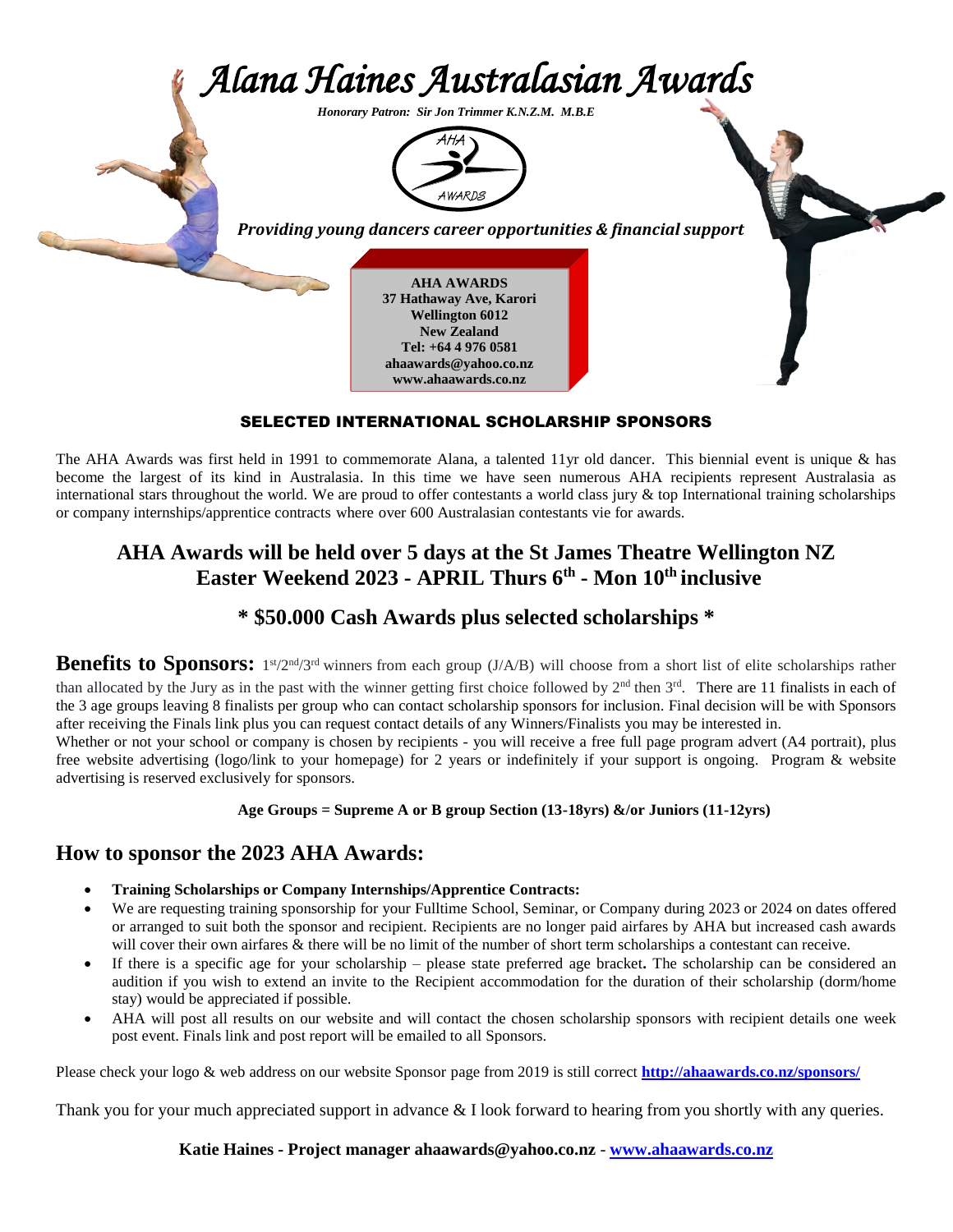# *Alana Haines Australasian Awards*

***Honorary Patron: Sir Jon Trimmer K.N.Z.M. M.B.E***

AHA AWARDS

***Providing young dancers career opportunities & financial support***

**AHA AWARDS**
**37 Hathaway Ave, Karori**
**Wellington 6012**
**New Zealand**
**Tel: +64 4 976 0581**
**ahaawards@yahoo.co.nz**
**www.ahaawards.co.nz**

**SELECTED INTERNATIONAL SCHOLARSHIP SPONSORS**

The AHA Awards was first held in 1991 to commemorate Alana, a talented 11yr old dancer. This biennial event is unique & has become the largest of its kind in Australasia. In this time we have seen numerous AHA recipients represent Australasia as international stars throughout the world. We are proud to offer contestants a world class jury & top International training scholarships or company internships/apprentice contracts where over 600 Australasian contestants vie for awards.

## AHA Awards will be held over 5 days at the St James Theatre Wellington NZ Easter Weekend 2023 - APRIL Thurs 6th - Mon 10th inclusive

## * $50.000 Cash Awards plus selected scholarships *

**Benefits to Sponsors:** 1st/2nd/3rd winners from each group (J/A/B) will choose from a short list of elite scholarships rather than allocated by the Jury as in the past with the winner getting first choice followed by 2nd then 3rd. There are 11 finalists in each of the 3 age groups leaving 8 finalists per group who can contact scholarship sponsors for inclusion. Final decision will be with Sponsors after receiving the Finals link plus you can request contact details of any Winners/Finalists you may be interested in.

Whether or not your school or company is chosen by recipients - you will receive a free full page program advert (A4 portrait), plus free website advertising (logo/link to your homepage) for 2 years or indefinitely if your support is ongoing. Program & website advertising is reserved exclusively for sponsors.

**Age Groups = Supreme A or B group Section (13-18yrs) &/or Juniors (11-12yrs)**

## How to sponsor the 2023 AHA Awards:

- **Training Scholarships or Company Internships/Apprentice Contracts:**
- We are requesting training sponsorship for your Fulltime School, Seminar, or Company during 2023 or 2024 on dates offered or arranged to suit both the sponsor and recipient. Recipients are no longer paid airfares by AHA but increased cash awards will cover their own airfares & there will be no limit of the number of short term scholarships a contestant can receive.
- If there is a specific age for your scholarship – please state preferred age bracket**.** The scholarship can be considered an audition if you wish to extend an invite to the Recipient accommodation for the duration of their scholarship (dorm/home stay) would be appreciated if possible.
- AHA will post all results on our website and will contact the chosen scholarship sponsors with recipient details one week post event. Finals link and post report will be emailed to all Sponsors.

Please check your logo & web address on our website Sponsor page from 2019 is still correct **http://ahaawards.co.nz/sponsors/**

Thank you for your much appreciated support in advance & I look forward to hearing from you shortly with any queries.

**Katie Haines - Project manager ahaawards@yahoo.co.nz - www.ahaawards.co.nz**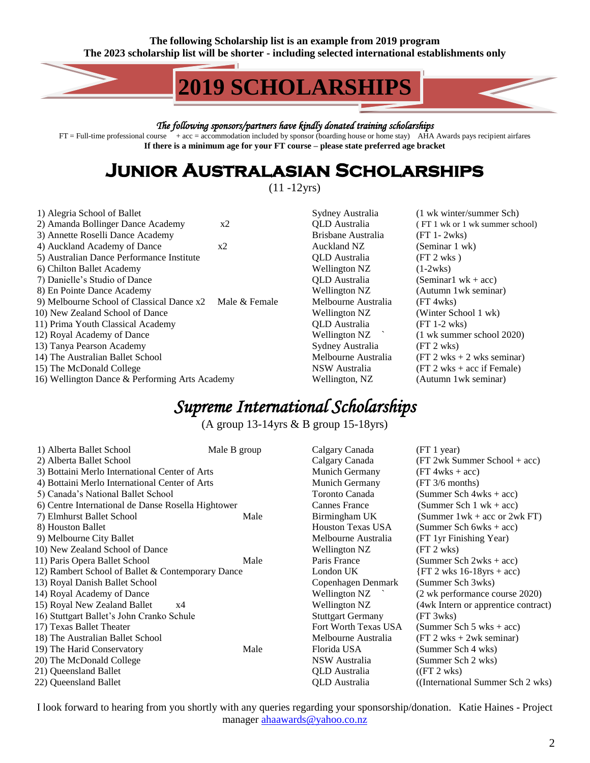**The following Scholarship list is an example from 2019 program**
**The 2023 scholarship list will be shorter - including selected international establishments only**

# 2019 SCHOLARSHIPS

*The following sponsors/partners have kindly donated training scholarships*

FT = Full-time professional course + acc = accommodation included by sponsor (boarding house or home stay) AHA Awards pays recipient airfares

**If there is a minimum age for your FT course – please state preferred age bracket**

## Junior Australasian Scholarships

(11 -12yrs)

| | | | |
|---|---|---|---|
| 1) Alegria School of Ballet | | Sydney Australia | (1 wk winter/summer Sch) |
| 2) Amanda Bollinger Dance Academy | x2 | QLD Australia | ( FT 1 wk or 1 wk summer school) |
| 3) Annette Roselli Dance Academy | | Brisbane Australia | (FT 1- 2wks) |
| 4) Auckland Academy of Dance | x2 | Auckland NZ | (Seminar 1 wk) |
| 5) Australian Dance Performance Institute | | QLD Australia | (FT 2 wks ) |
| 6) Chilton Ballet Academy | | Wellington NZ | (1-2wks) |
| 7) Danielle's Studio of Dance | | QLD Australia | (Seminar1 wk + acc) |
| 8) En Pointe Dance Academy | | Wellington NZ | (Autumn 1wk seminar) |
| 9) Melbourne School of Classical Dance x2 | Male & Female | Melbourne Australia | (FT 4wks) |
| 10) New Zealand School of Dance | | Wellington NZ | (Winter School 1 wk) |
| 11) Prima Youth Classical Academy | | QLD Australia | (FT 1-2 wks) |
| 12) Royal Academy of Dance | | Wellington NZ ` | (1 wk summer school 2020) |
| 13) Tanya Pearson Academy | | Sydney Australia | (FT 2 wks) |
| 14) The Australian Ballet School | | Melbourne Australia | (FT 2 wks + 2 wks seminar) |
| 15) The McDonald College | | NSW Australia | (FT 2 wks + acc if Female) |
| 16) Wellington Dance & Performing Arts Academy | | Wellington, NZ | (Autumn 1wk seminar) |

## *Supreme International Scholarships*

(A group 13-14yrs & B group 15-18yrs)

| | | | |
|---|---|---|---|
| 1) Alberta Ballet School | Male B group | Calgary Canada | (FT 1 year) |
| 2) Alberta Ballet School | | Calgary Canada | (FT 2wk Summer School + acc) |
| 3) Bottaini Merlo International Center of Arts | | Munich Germany | (FT 4wks + acc) |
| 4) Bottaini Merlo International Center of Arts | | Munich Germany | (FT 3/6 months) |
| 5) Canada's National Ballet School | | Toronto Canada | (Summer Sch 4wks + acc) |
| 6) Centre International de Danse Rosella Hightower | | Cannes France | (Summer Sch 1 wk + acc) |
| 7) Elmhurst Ballet School | Male | Birmingham UK | (Summer 1wk + acc or 2wk FT) |
| 8) Houston Ballet | | Houston Texas USA | (Summer Sch 6wks + acc) |
| 9) Melbourne City Ballet | | Melbourne Australia | (FT 1yr Finishing Year) |
| 10) New Zealand School of Dance | | Wellington NZ | (FT 2 wks) |
| 11) Paris Opera Ballet School | Male | Paris France | (Summer Sch 2wks + acc) |
| 12) Rambert School of Ballet & Contemporary Dance | | London UK | {FT 2 wks 16-18yrs + acc) |
| 13) Royal Danish Ballet School | | Copenhagen Denmark | (Summer Sch 3wks) |
| 14) Royal Academy of Dance | | Wellington NZ ` | (2 wk performance course 2020) |
| 15) Royal New Zealand Ballet x4 | | Wellington NZ | (4wk Intern or apprentice contract) |
| 16) Stuttgart Ballet's John Cranko Schule | | Stuttgart Germany | (FT 3wks) |
| 17) Texas Ballet Theater | | Fort Worth Texas USA | (Summer Sch 5 wks + acc) |
| 18) The Australian Ballet School | | Melbourne Australia | (FT 2 wks + 2wk seminar) |
| 19) The Harid Conservatory | Male | Florida USA | (Summer Sch 4 wks) |
| 20) The McDonald College | | NSW Australia | (Summer Sch 2 wks) |
| 21) Queensland Ballet | | QLD Australia | ((FT 2 wks) |
| 22) Queensland Ballet | | QLD Australia | ((International Summer Sch 2 wks) |

I look forward to hearing from you shortly with any queries regarding your sponsorship/donation. Katie Haines - Project manager ahaawards@yahoo.co.nz